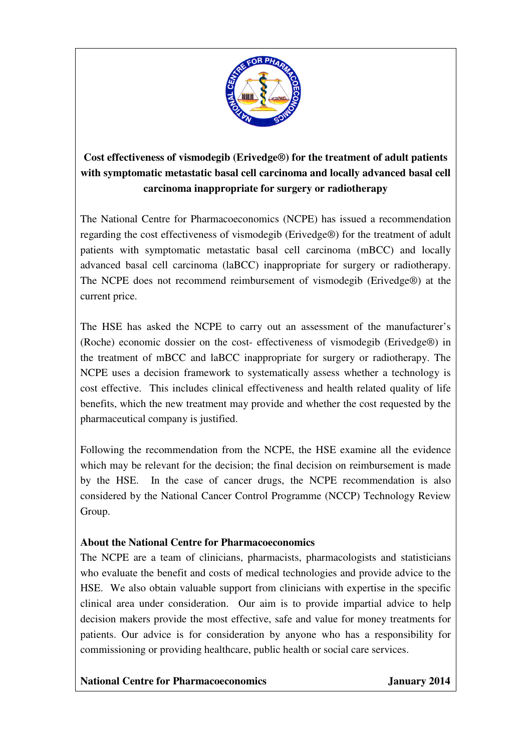**Cost effectiveness of vismodegib (Erivedge®) for the treatment of adult patients with symptomatic metastatic basal cell carcinoma and locally advanced basal cell carcinoma inappropriate for surgery or radiotherapy**

The National Centre for Pharmacoeconomics (NCPE) has issued a recommendation regarding the cost effectiveness of vismodegib (Erivedge®) for the treatment of adult patients with symptomatic metastatic basal cell carcinoma (mBCC) and locally advanced basal cell carcinoma (laBCC) inappropriate for surgery or radiotherapy. The NCPE does not recommend reimbursement of vismodegib (Erivedge®) at the current price.

The HSE has asked the NCPE to carry out an assessment of the manufacturer's (Roche) economic dossier on the cost- effectiveness of vismodegib (Erivedge®) in the treatment of mBCC and laBCC inappropriate for surgery or radiotherapy. The NCPE uses a decision framework to systematically assess whether a technology is cost effective. This includes clinical effectiveness and health related quality of life benefits, which the new treatment may provide and whether the cost requested by the pharmaceutical company is justified.

Following the recommendation from the NCPE, the HSE examine all the evidence which may be relevant for the decision; the final decision on reimbursement is made by the HSE. In the case of cancer drugs, the NCPE recommendation is also considered by the National Cancer Control Programme (NCCP) Technology Review Group.

**About the National Centre for Pharmacoeconomics**

The NCPE are a team of clinicians, pharmacists, pharmacologists and statisticians who evaluate the benefit and costs of medical technologies and provide advice to the HSE. We also obtain valuable support from clinicians with expertise in the specific clinical area under consideration. Our aim is to provide impartial advice to help decision makers provide the most effective, safe and value for money treatments for patients. Our advice is for consideration by anyone who has a responsibility for commissioning or providing healthcare, public health or social care services.

**National Centre for Pharmacoeconomics** **January 2014**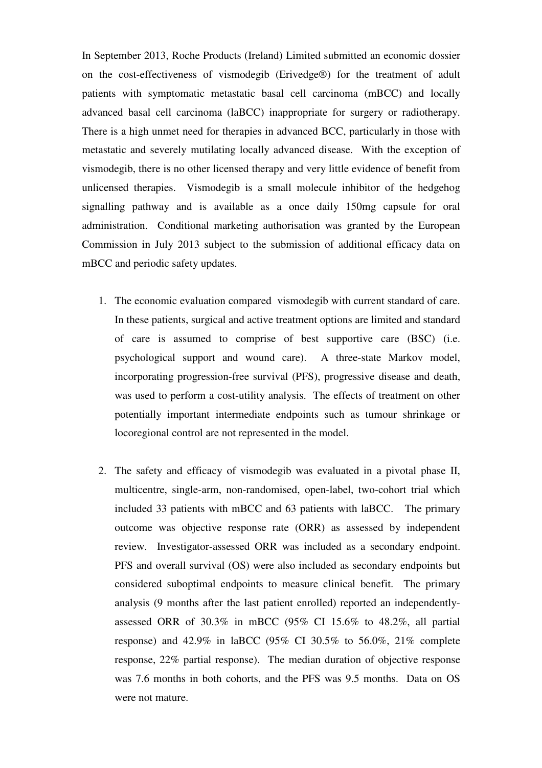In September 2013, Roche Products (Ireland) Limited submitted an economic dossier on the cost-effectiveness of vismodegib (Erivedge®) for the treatment of adult patients with symptomatic metastatic basal cell carcinoma (mBCC) and locally advanced basal cell carcinoma (laBCC) inappropriate for surgery or radiotherapy. There is a high unmet need for therapies in advanced BCC, particularly in those with metastatic and severely mutilating locally advanced disease. With the exception of vismodegib, there is no other licensed therapy and very little evidence of benefit from unlicensed therapies. Vismodegib is a small molecule inhibitor of the hedgehog signalling pathway and is available as a once daily 150mg capsule for oral administration. Conditional marketing authorisation was granted by the European Commission in July 2013 subject to the submission of additional efficacy data on mBCC and periodic safety updates.

1. The economic evaluation compared vismodegib with current standard of care. In these patients, surgical and active treatment options are limited and standard of care is assumed to comprise of best supportive care (BSC) (i.e. psychological support and wound care). A three-state Markov model, incorporating progression-free survival (PFS), progressive disease and death, was used to perform a cost-utility analysis. The effects of treatment on other potentially important intermediate endpoints such as tumour shrinkage or locoregional control are not represented in the model.

2. The safety and efficacy of vismodegib was evaluated in a pivotal phase II, multicentre, single-arm, non-randomised, open-label, two-cohort trial which included 33 patients with mBCC and 63 patients with laBCC. The primary outcome was objective response rate (ORR) as assessed by independent review. Investigator-assessed ORR was included as a secondary endpoint. PFS and overall survival (OS) were also included as secondary endpoints but considered suboptimal endpoints to measure clinical benefit. The primary analysis (9 months after the last patient enrolled) reported an independently-assessed ORR of 30.3% in mBCC (95% CI 15.6% to 48.2%, all partial response) and 42.9% in laBCC (95% CI 30.5% to 56.0%, 21% complete response, 22% partial response). The median duration of objective response was 7.6 months in both cohorts, and the PFS was 9.5 months. Data on OS were not mature.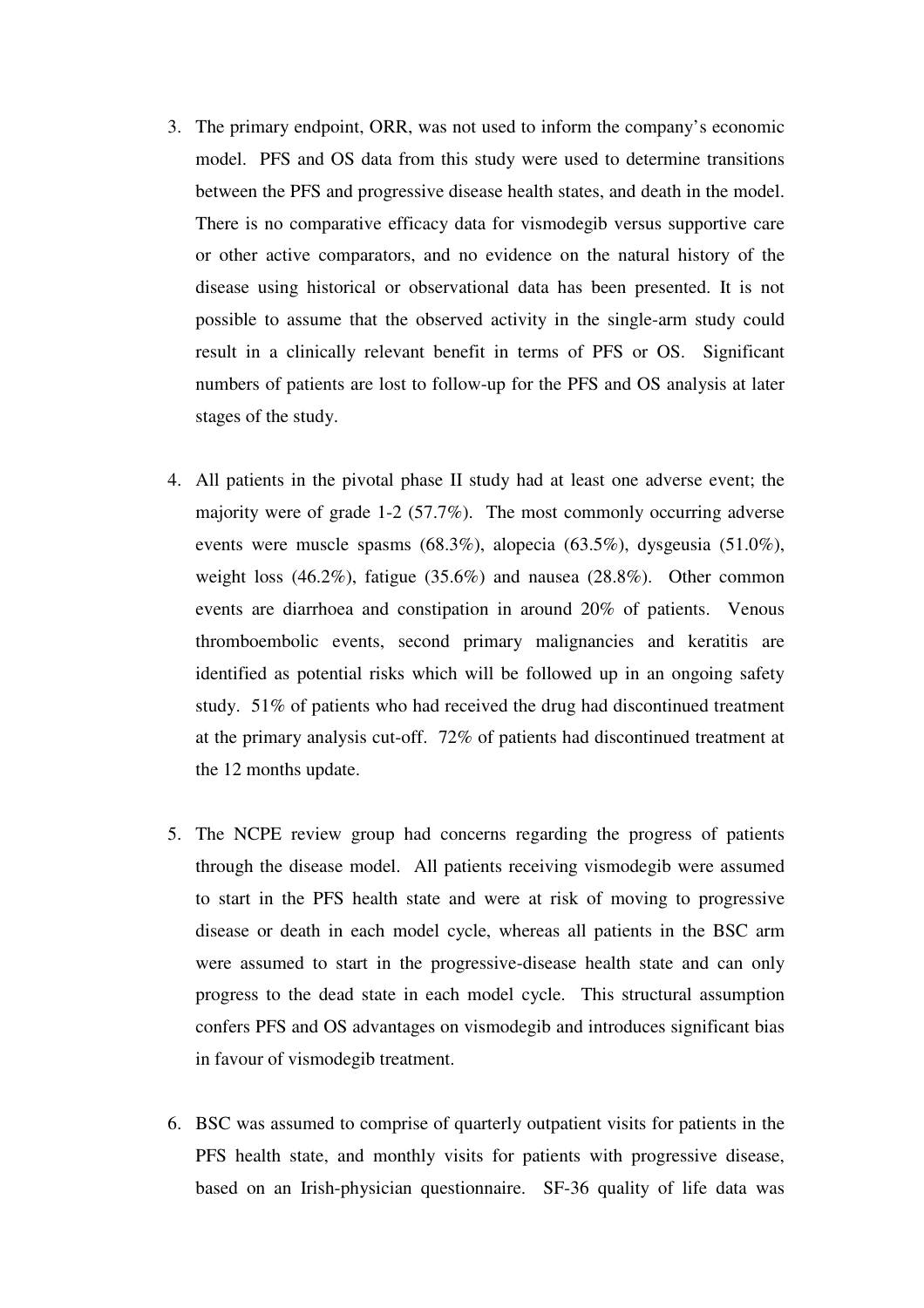3. The primary endpoint, ORR, was not used to inform the company's economic model. PFS and OS data from this study were used to determine transitions between the PFS and progressive disease health states, and death in the model. There is no comparative efficacy data for vismodegib versus supportive care or other active comparators, and no evidence on the natural history of the disease using historical or observational data has been presented. It is not possible to assume that the observed activity in the single-arm study could result in a clinically relevant benefit in terms of PFS or OS. Significant numbers of patients are lost to follow-up for the PFS and OS analysis at later stages of the study.

4. All patients in the pivotal phase II study had at least one adverse event; the majority were of grade 1-2 (57.7%). The most commonly occurring adverse events were muscle spasms (68.3%), alopecia (63.5%), dysgeusia (51.0%), weight loss (46.2%), fatigue (35.6%) and nausea (28.8%). Other common events are diarrhoea and constipation in around 20% of patients. Venous thromboembolic events, second primary malignancies and keratitis are identified as potential risks which will be followed up in an ongoing safety study. 51% of patients who had received the drug had discontinued treatment at the primary analysis cut-off. 72% of patients had discontinued treatment at the 12 months update.

5. The NCPE review group had concerns regarding the progress of patients through the disease model. All patients receiving vismodegib were assumed to start in the PFS health state and were at risk of moving to progressive disease or death in each model cycle, whereas all patients in the BSC arm were assumed to start in the progressive-disease health state and can only progress to the dead state in each model cycle. This structural assumption confers PFS and OS advantages on vismodegib and introduces significant bias in favour of vismodegib treatment.

6. BSC was assumed to comprise of quarterly outpatient visits for patients in the PFS health state, and monthly visits for patients with progressive disease, based on an Irish-physician questionnaire. SF-36 quality of life data was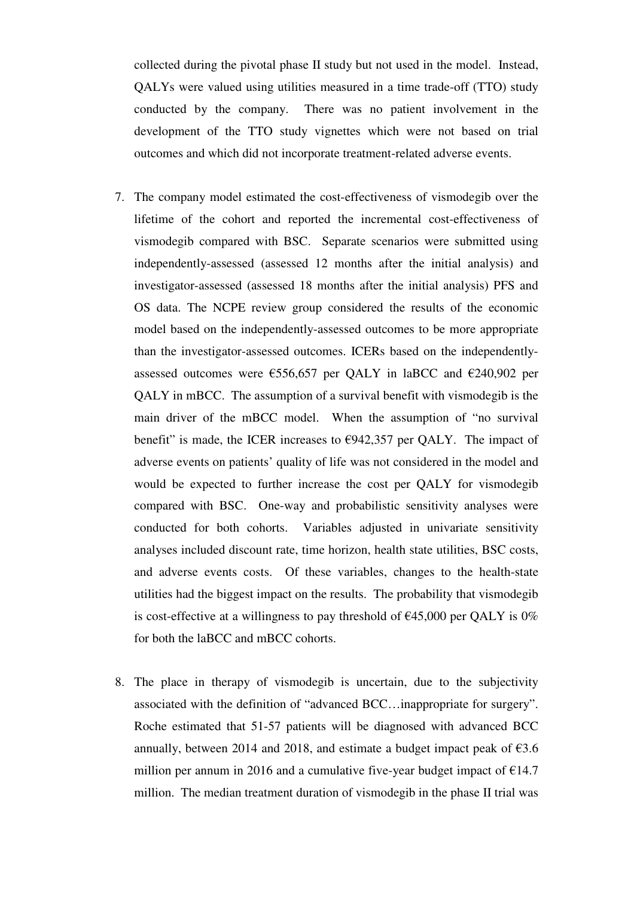collected during the pivotal phase II study but not used in the model. Instead, QALYs were valued using utilities measured in a time trade-off (TTO) study conducted by the company. There was no patient involvement in the development of the TTO study vignettes which were not based on trial outcomes and which did not incorporate treatment-related adverse events.

7. The company model estimated the cost-effectiveness of vismodegib over the lifetime of the cohort and reported the incremental cost-effectiveness of vismodegib compared with BSC. Separate scenarios were submitted using independently-assessed (assessed 12 months after the initial analysis) and investigator-assessed (assessed 18 months after the initial analysis) PFS and OS data. The NCPE review group considered the results of the economic model based on the independently-assessed outcomes to be more appropriate than the investigator-assessed outcomes. ICERs based on the independently-assessed outcomes were €556,657 per QALY in laBCC and €240,902 per QALY in mBCC. The assumption of a survival benefit with vismodegib is the main driver of the mBCC model. When the assumption of "no survival benefit" is made, the ICER increases to €942,357 per QALY. The impact of adverse events on patients' quality of life was not considered in the model and would be expected to further increase the cost per QALY for vismodegib compared with BSC. One-way and probabilistic sensitivity analyses were conducted for both cohorts. Variables adjusted in univariate sensitivity analyses included discount rate, time horizon, health state utilities, BSC costs, and adverse events costs. Of these variables, changes to the health-state utilities had the biggest impact on the results. The probability that vismodegib is cost-effective at a willingness to pay threshold of €45,000 per QALY is 0% for both the laBCC and mBCC cohorts.

8. The place in therapy of vismodegib is uncertain, due to the subjectivity associated with the definition of "advanced BCC…inappropriate for surgery". Roche estimated that 51-57 patients will be diagnosed with advanced BCC annually, between 2014 and 2018, and estimate a budget impact peak of €3.6 million per annum in 2016 and a cumulative five-year budget impact of €14.7 million. The median treatment duration of vismodegib in the phase II trial was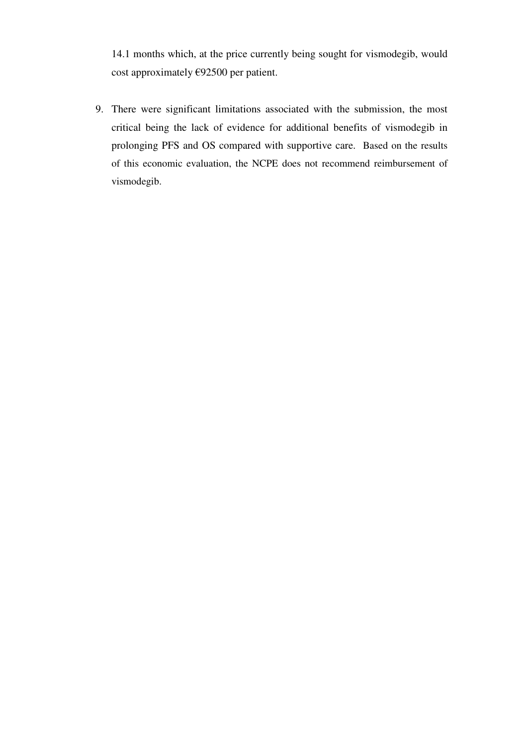14.1 months which, at the price currently being sought for vismodegib, would cost approximately €92500 per patient.

9. There were significant limitations associated with the submission, the most critical being the lack of evidence for additional benefits of vismodegib in prolonging PFS and OS compared with supportive care. Based on the results of this economic evaluation, the NCPE does not recommend reimbursement of vismodegib.